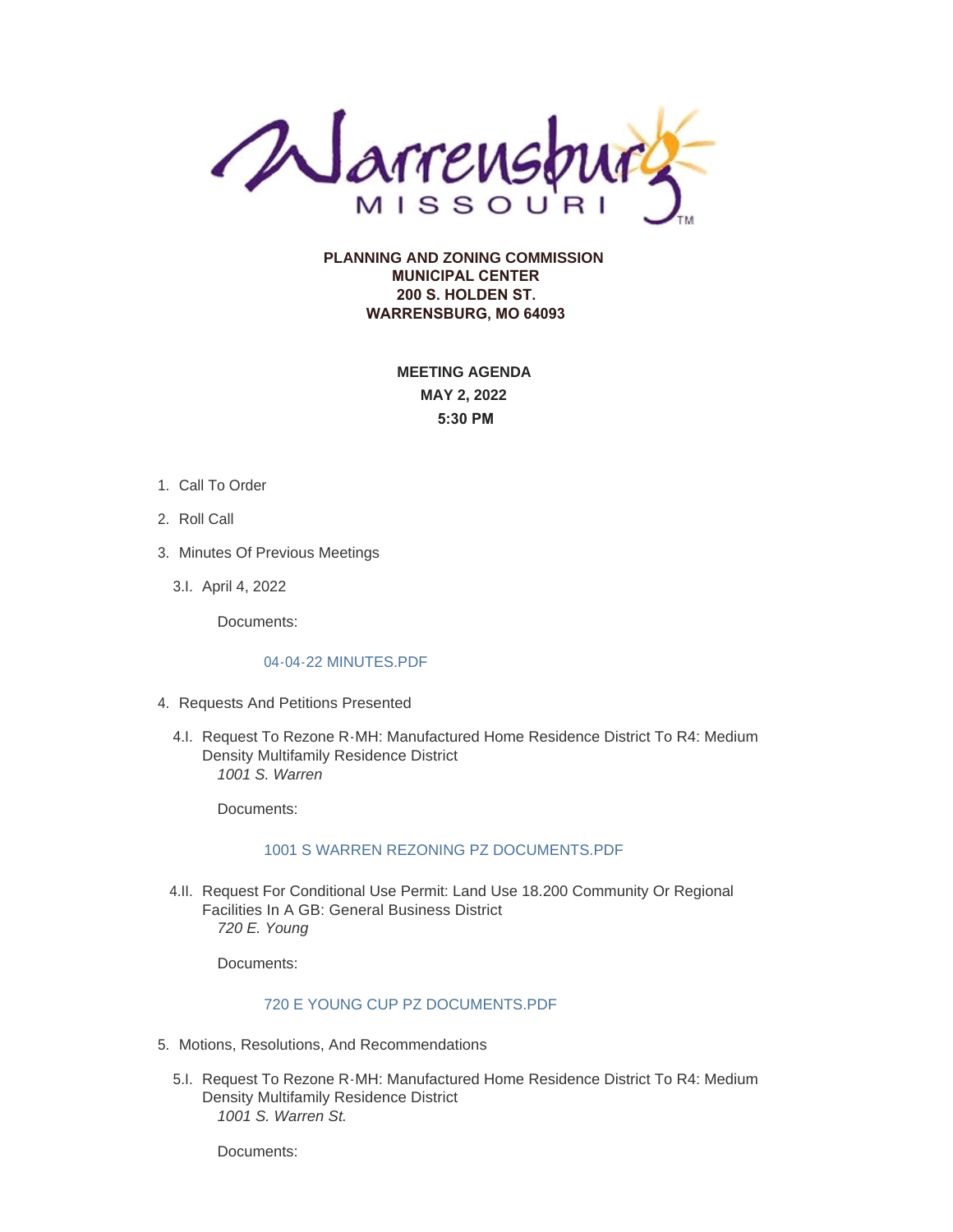**PLANNING AND ZONING COMMISSION**
**MUNICIPAL CENTER**
**200 S. HOLDEN ST.**
**WARRENSBURG, MO 64093**

**MEETING AGENDA**
**MAY 2, 2022**
**5:30 PM**

1. Call To Order
2. Roll Call
3. Minutes Of Previous Meetings

   3.I. April 4, 2022

   Documents:

   04-04-22 MINUTES.PDF

4. Requests And Petitions Presented

   4.I. Request To Rezone R-MH: Manufactured Home Residence District To R4: Medium Density Multifamily Residence District
   *1001 S. Warren*

   Documents:

   1001 S WARREN REZONING PZ DOCUMENTS.PDF

   4.II. Request For Conditional Use Permit: Land Use 18.200 Community Or Regional Facilities In A GB: General Business District
   *720 E. Young*

   Documents:

   720 E YOUNG CUP PZ DOCUMENTS.PDF

5. Motions, Resolutions, And Recommendations

   5.I. Request To Rezone R-MH: Manufactured Home Residence District To R4: Medium Density Multifamily Residence District
   *1001 S. Warren St.*

   Documents: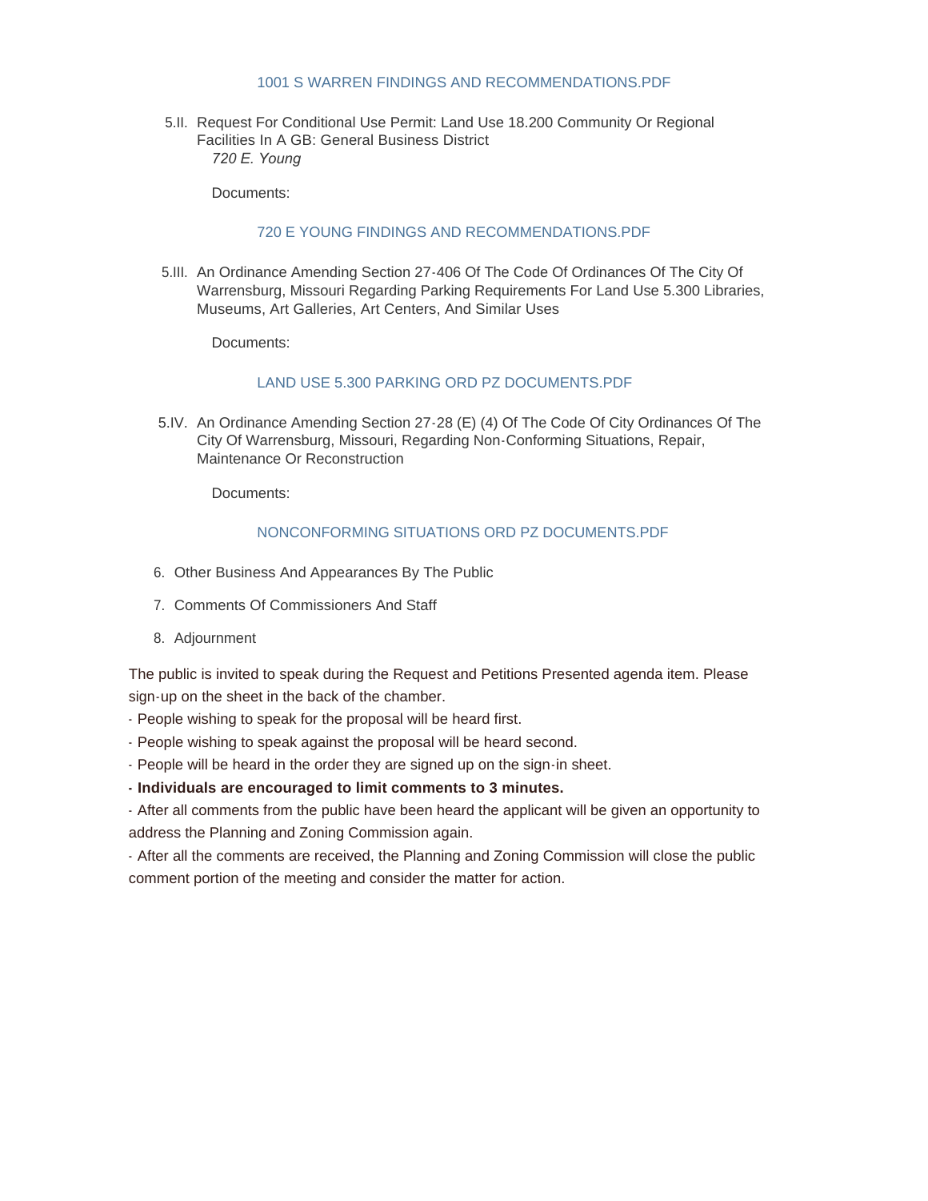1001 S WARREN FINDINGS AND RECOMMENDATIONS.PDF

5.II. Request For Conditional Use Permit: Land Use 18.200 Community Or Regional Facilities In A GB: General Business District
*720 E. Young*

Documents:

720 E YOUNG FINDINGS AND RECOMMENDATIONS.PDF

5.III. An Ordinance Amending Section 27-406 Of The Code Of Ordinances Of The City Of Warrensburg, Missouri Regarding Parking Requirements For Land Use 5.300 Libraries, Museums, Art Galleries, Art Centers, And Similar Uses

Documents:

LAND USE 5.300 PARKING ORD PZ DOCUMENTS.PDF

5.IV. An Ordinance Amending Section 27-28 (E) (4) Of The Code Of City Ordinances Of The City Of Warrensburg, Missouri, Regarding Non-Conforming Situations, Repair, Maintenance Or Reconstruction

Documents:

NONCONFORMING SITUATIONS ORD PZ DOCUMENTS.PDF

6. Other Business And Appearances By The Public
7. Comments Of Commissioners And Staff
8. Adjournment

The public is invited to speak during the Request and Petitions Presented agenda item. Please sign-up on the sheet in the back of the chamber.

- People wishing to speak for the proposal will be heard first.
- People wishing to speak against the proposal will be heard second.
- People will be heard in the order they are signed up on the sign-in sheet.
- **Individuals are encouraged to limit comments to 3 minutes.**
- After all comments from the public have been heard the applicant will be given an opportunity to address the Planning and Zoning Commission again.
- After all the comments are received, the Planning and Zoning Commission will close the public comment portion of the meeting and consider the matter for action.